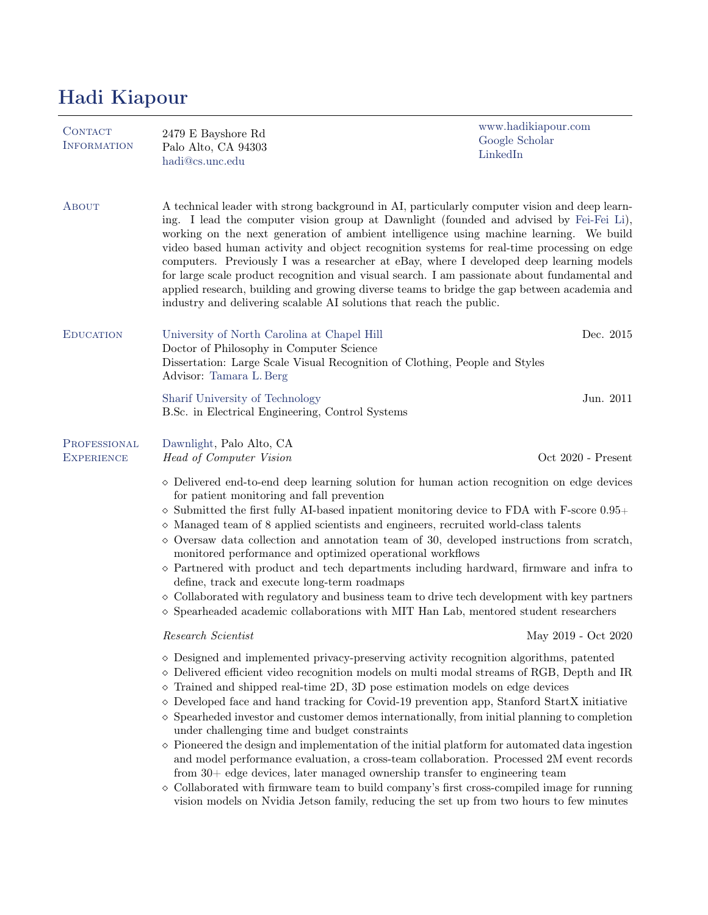# Hadi Kiapour

## Contact Information

2479 E Bayshore Rd
Palo Alto, CA 94303
hadi@cs.unc.edu

www.hadikiapour.com
Google Scholar
LinkedIn

## About

A technical leader with strong background in AI, particularly computer vision and deep learning. I lead the computer vision group at Dawnlight (founded and advised by Fei-Fei Li), working on the next generation of ambient intelligence using machine learning. We build video based human activity and object recognition systems for real-time processing on edge computers. Previously I was a researcher at eBay, where I developed deep learning models for large scale product recognition and visual search. I am passionate about fundamental and applied research, building and growing diverse teams to bridge the gap between academia and industry and delivering scalable AI solutions that reach the public.

## Education

**University of North Carolina at Chapel Hill** — Dec. 2015
Doctor of Philosophy in Computer Science
Dissertation: Large Scale Visual Recognition of Clothing, People and Styles
Advisor: Tamara L. Berg

**Sharif University of Technology** — Jun. 2011
B.Sc. in Electrical Engineering, Control Systems

## Professional Experience

**Dawnlight**, Palo Alto, CA

*Head of Computer Vision* — Oct 2020 - Present

- ◇ Delivered end-to-end deep learning solution for human action recognition on edge devices for patient monitoring and fall prevention
- ◇ Submitted the first fully AI-based inpatient monitoring device to FDA with F-score 0.95+
- ◇ Managed team of 8 applied scientists and engineers, recruited world-class talents
- ◇ Oversaw data collection and annotation team of 30, developed instructions from scratch, monitored performance and optimized operational workflows
- ◇ Partnered with product and tech departments including hardward, firmware and infra to define, track and execute long-term roadmaps
- ◇ Collaborated with regulatory and business team to drive tech development with key partners
- ◇ Spearheaded academic collaborations with MIT Han Lab, mentored student researchers

*Research Scientist* — May 2019 - Oct 2020

- ◇ Designed and implemented privacy-preserving activity recognition algorithms, patented
- ◇ Delivered efficient video recognition models on multi modal streams of RGB, Depth and IR
- ◇ Trained and shipped real-time 2D, 3D pose estimation models on edge devices
- ◇ Developed face and hand tracking for Covid-19 prevention app, Stanford StartX initiative
- ◇ Spearheded investor and customer demos internationally, from initial planning to completion under challenging time and budget constraints
- ◇ Pioneered the design and implementation of the initial platform for automated data ingestion and model performance evaluation, a cross-team collaboration. Processed 2M event records from 30+ edge devices, later managed ownership transfer to engineering team
- ◇ Collaborated with firmware team to build company's first cross-compiled image for running vision models on Nvidia Jetson family, reducing the set up from two hours to few minutes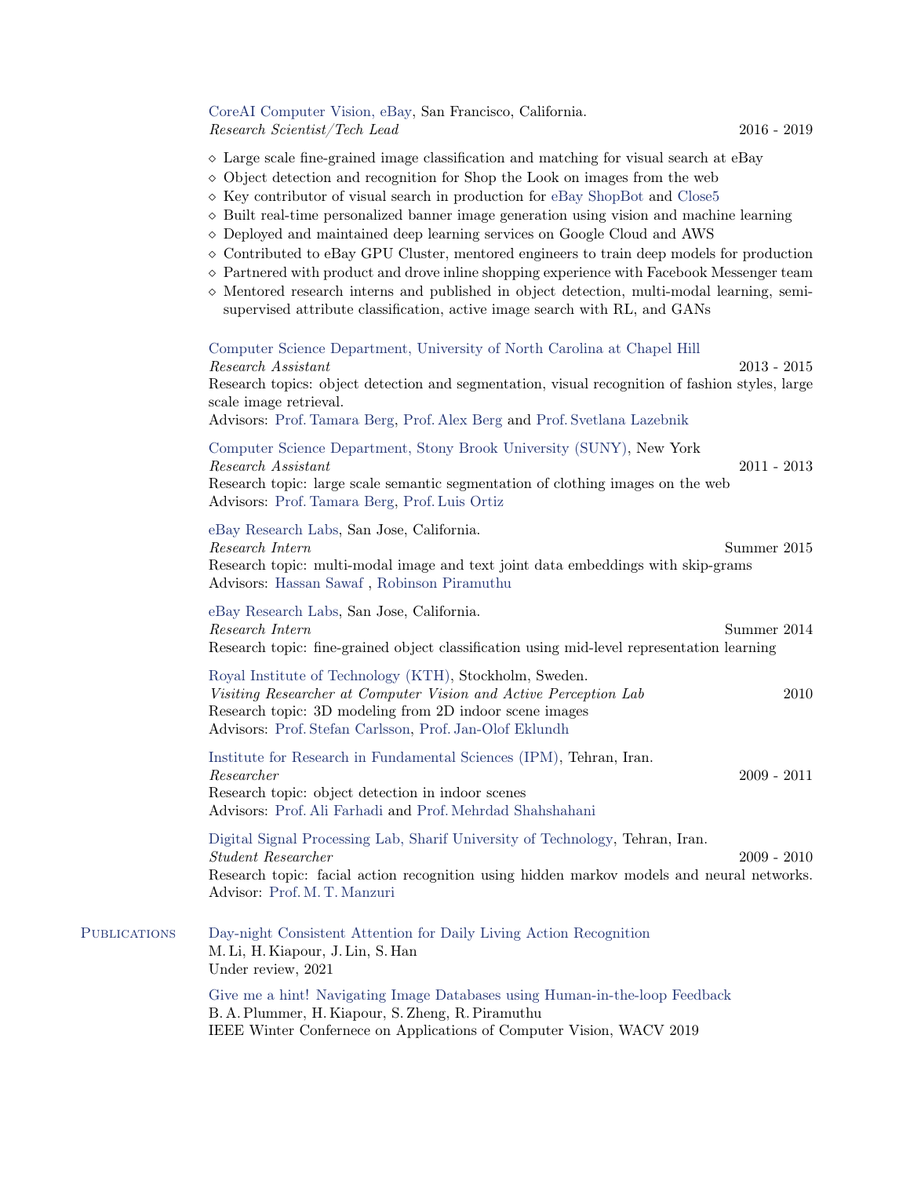CoreAI Computer Vision, eBay, San Francisco, California.
*Research Scientist/Tech Lead* 2016 - 2019

- ◇ Large scale fine-grained image classification and matching for visual search at eBay
- ◇ Object detection and recognition for Shop the Look on images from the web
- ◇ Key contributor of visual search in production for eBay ShopBot and Close5
- ◇ Built real-time personalized banner image generation using vision and machine learning
- ◇ Deployed and maintained deep learning services on Google Cloud and AWS
- ◇ Contributed to eBay GPU Cluster, mentored engineers to train deep models for production
- ◇ Partnered with product and drove inline shopping experience with Facebook Messenger team
- ◇ Mentored research interns and published in object detection, multi-modal learning, semi-supervised attribute classification, active image search with RL, and GANs

Computer Science Department, University of North Carolina at Chapel Hill
*Research Assistant* 2013 - 2015
Research topics: object detection and segmentation, visual recognition of fashion styles, large scale image retrieval.
Advisors: Prof. Tamara Berg, Prof. Alex Berg and Prof. Svetlana Lazebnik

Computer Science Department, Stony Brook University (SUNY), New York
*Research Assistant* 2011 - 2013
Research topic: large scale semantic segmentation of clothing images on the web
Advisors: Prof. Tamara Berg, Prof. Luis Ortiz

eBay Research Labs, San Jose, California.
*Research Intern* Summer 2015
Research topic: multi-modal image and text joint data embeddings with skip-grams
Advisors: Hassan Sawaf , Robinson Piramuthu

eBay Research Labs, San Jose, California.
*Research Intern* Summer 2014
Research topic: fine-grained object classification using mid-level representation learning

Royal Institute of Technology (KTH), Stockholm, Sweden.
*Visiting Researcher at Computer Vision and Active Perception Lab* 2010
Research topic: 3D modeling from 2D indoor scene images
Advisors: Prof. Stefan Carlsson, Prof. Jan-Olof Eklundh

Institute for Research in Fundamental Sciences (IPM), Tehran, Iran.
*Researcher* 2009 - 2011
Research topic: object detection in indoor scenes
Advisors: Prof. Ali Farhadi and Prof. Mehrdad Shahshahani

Digital Signal Processing Lab, Sharif University of Technology, Tehran, Iran.
*Student Researcher* 2009 - 2010
Research topic: facial action recognition using hidden markov models and neural networks.
Advisor: Prof. M. T. Manzuri

## Publications

Day-night Consistent Attention for Daily Living Action Recognition
M. Li, H. Kiapour, J. Lin, S. Han
Under review, 2021

Give me a hint! Navigating Image Databases using Human-in-the-loop Feedback
B. A. Plummer, H. Kiapour, S. Zheng, R. Piramuthu
IEEE Winter Confernece on Applications of Computer Vision, WACV 2019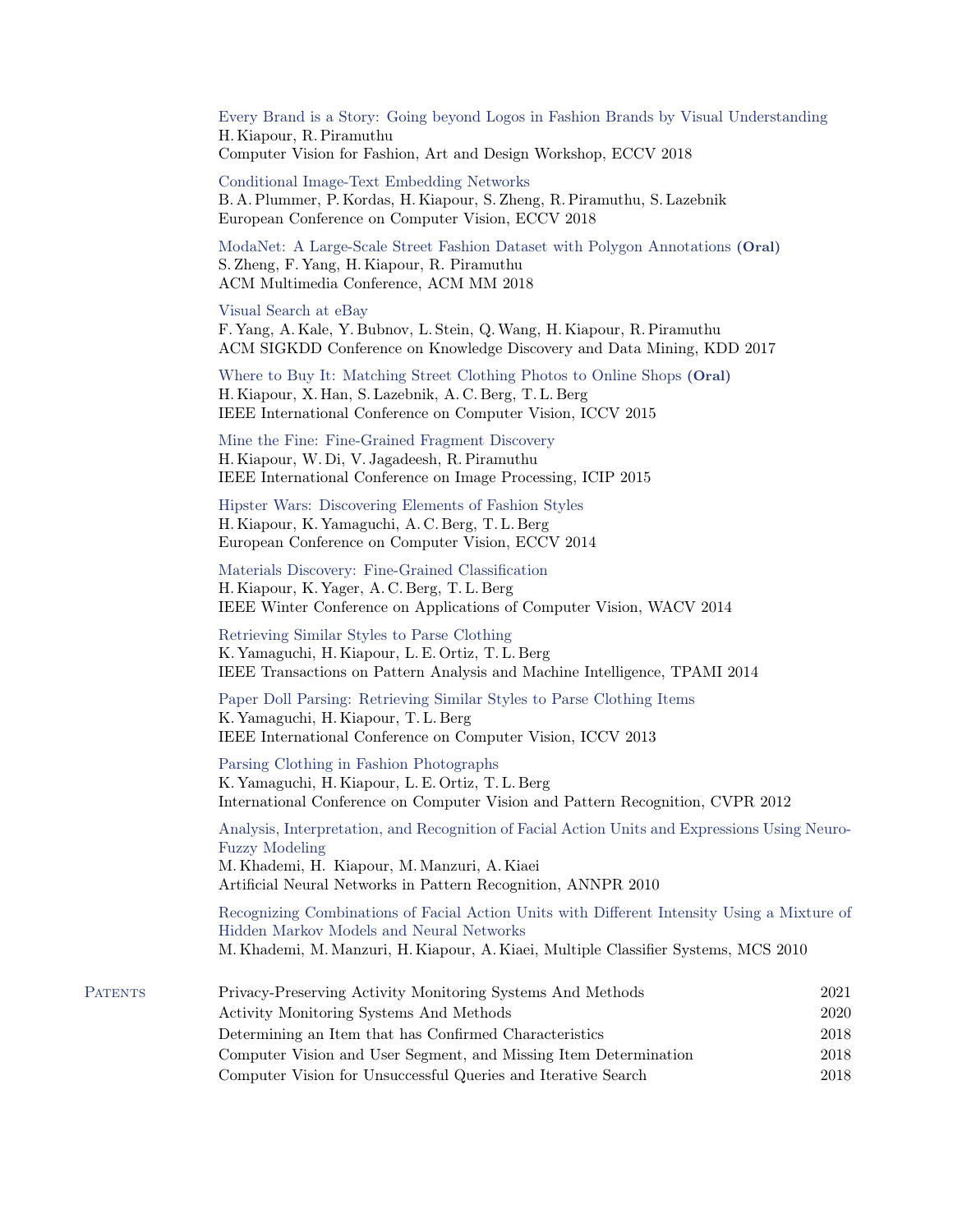Every Brand is a Story: Going beyond Logos in Fashion Brands by Visual Understanding
H. Kiapour, R. Piramuthu
Computer Vision for Fashion, Art and Design Workshop, ECCV 2018

Conditional Image-Text Embedding Networks
B. A. Plummer, P. Kordas, H. Kiapour, S. Zheng, R. Piramuthu, S. Lazebnik
European Conference on Computer Vision, ECCV 2018

ModaNet: A Large-Scale Street Fashion Dataset with Polygon Annotations **(Oral)**
S. Zheng, F. Yang, H. Kiapour, R. Piramuthu
ACM Multimedia Conference, ACM MM 2018

Visual Search at eBay
F. Yang, A. Kale, Y. Bubnov, L. Stein, Q. Wang, H. Kiapour, R. Piramuthu
ACM SIGKDD Conference on Knowledge Discovery and Data Mining, KDD 2017

Where to Buy It: Matching Street Clothing Photos to Online Shops **(Oral)**
H. Kiapour, X. Han, S. Lazebnik, A. C. Berg, T. L. Berg
IEEE International Conference on Computer Vision, ICCV 2015

Mine the Fine: Fine-Grained Fragment Discovery
H. Kiapour, W. Di, V. Jagadeesh, R. Piramuthu
IEEE International Conference on Image Processing, ICIP 2015

Hipster Wars: Discovering Elements of Fashion Styles
H. Kiapour, K. Yamaguchi, A. C. Berg, T. L. Berg
European Conference on Computer Vision, ECCV 2014

Materials Discovery: Fine-Grained Classification
H. Kiapour, K. Yager, A. C. Berg, T. L. Berg
IEEE Winter Conference on Applications of Computer Vision, WACV 2014

Retrieving Similar Styles to Parse Clothing
K. Yamaguchi, H. Kiapour, L. E. Ortiz, T. L. Berg
IEEE Transactions on Pattern Analysis and Machine Intelligence, TPAMI 2014

Paper Doll Parsing: Retrieving Similar Styles to Parse Clothing Items
K. Yamaguchi, H. Kiapour, T. L. Berg
IEEE International Conference on Computer Vision, ICCV 2013

Parsing Clothing in Fashion Photographs
K. Yamaguchi, H. Kiapour, L. E. Ortiz, T. L. Berg
International Conference on Computer Vision and Pattern Recognition, CVPR 2012

Analysis, Interpretation, and Recognition of Facial Action Units and Expressions Using Neuro-Fuzzy Modeling
M. Khademi, H. Kiapour, M. Manzuri, A. Kiaei
Artificial Neural Networks in Pattern Recognition, ANNPR 2010

Recognizing Combinations of Facial Action Units with Different Intensity Using a Mixture of Hidden Markov Models and Neural Networks
M. Khademi, M. Manzuri, H. Kiapour, A. Kiaei, Multiple Classifier Systems, MCS 2010

## Patents

| | |
|---|---|
| Privacy-Preserving Activity Monitoring Systems And Methods | 2021 |
| Activity Monitoring Systems And Methods | 2020 |
| Determining an Item that has Confirmed Characteristics | 2018 |
| Computer Vision and User Segment, and Missing Item Determination | 2018 |
| Computer Vision for Unsuccessful Queries and Iterative Search | 2018 |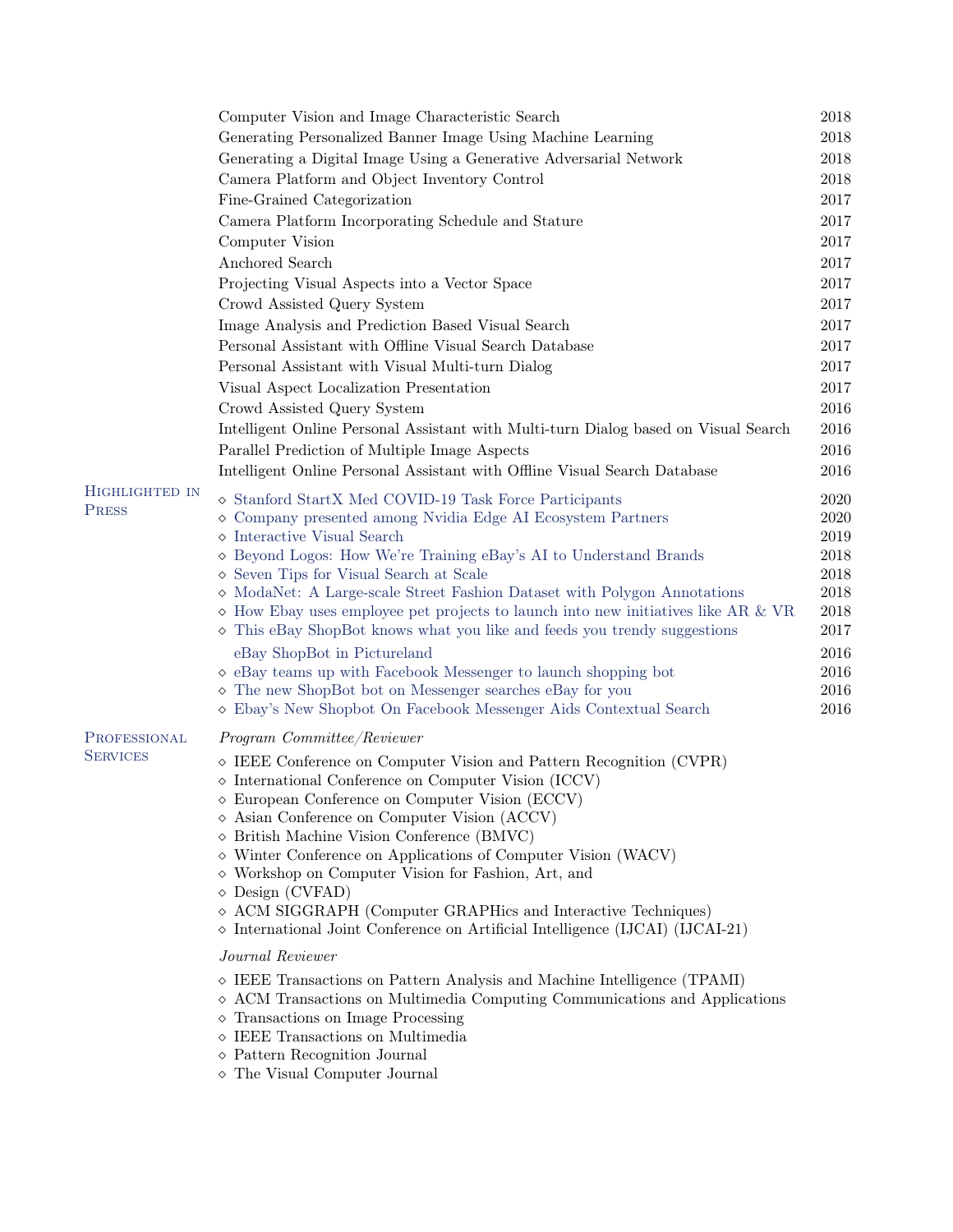| | |
|---|---|
| Computer Vision and Image Characteristic Search | 2018 |
| Generating Personalized Banner Image Using Machine Learning | 2018 |
| Generating a Digital Image Using a Generative Adversarial Network | 2018 |
| Camera Platform and Object Inventory Control | 2018 |
| Fine-Grained Categorization | 2017 |
| Camera Platform Incorporating Schedule and Stature | 2017 |
| Computer Vision | 2017 |
| Anchored Search | 2017 |
| Projecting Visual Aspects into a Vector Space | 2017 |
| Crowd Assisted Query System | 2017 |
| Image Analysis and Prediction Based Visual Search | 2017 |
| Personal Assistant with Offline Visual Search Database | 2017 |
| Personal Assistant with Visual Multi-turn Dialog | 2017 |
| Visual Aspect Localization Presentation | 2017 |
| Crowd Assisted Query System | 2016 |
| Intelligent Online Personal Assistant with Multi-turn Dialog based on Visual Search | 2016 |
| Parallel Prediction of Multiple Image Aspects | 2016 |
| Intelligent Online Personal Assistant with Offline Visual Search Database | 2016 |

## Highlighted in Press

- Stanford StartX Med COVID-19 Task Force Participants — 2020
- Company presented among Nvidia Edge AI Ecosystem Partners — 2020
- Interactive Visual Search — 2019
- Beyond Logos: How We're Training eBay's AI to Understand Brands — 2018
- Seven Tips for Visual Search at Scale — 2018
- ModaNet: A Large-scale Street Fashion Dataset with Polygon Annotations — 2018
- How Ebay uses employee pet projects to launch into new initiatives like AR & VR — 2018
- This eBay ShopBot knows what you like and feeds you trendy suggestions — 2017

  eBay ShopBot in Pictureland — 2016
- eBay teams up with Facebook Messenger to launch shopping bot — 2016
- The new ShopBot bot on Messenger searches eBay for you — 2016
- Ebay's New Shopbot On Facebook Messenger Aids Contextual Search — 2016

## Professional Services

*Program Committee/Reviewer*

- IEEE Conference on Computer Vision and Pattern Recognition (CVPR)
- International Conference on Computer Vision (ICCV)
- European Conference on Computer Vision (ECCV)
- Asian Conference on Computer Vision (ACCV)
- British Machine Vision Conference (BMVC)
- Winter Conference on Applications of Computer Vision (WACV)
- Workshop on Computer Vision for Fashion, Art, and
- Design (CVFAD)
- ACM SIGGRAPH (Computer GRAPHics and Interactive Techniques)
- International Joint Conference on Artificial Intelligence (IJCAI) (IJCAI-21)

*Journal Reviewer*

- IEEE Transactions on Pattern Analysis and Machine Intelligence (TPAMI)
- ACM Transactions on Multimedia Computing Communications and Applications
- Transactions on Image Processing
- IEEE Transactions on Multimedia
- Pattern Recognition Journal
- The Visual Computer Journal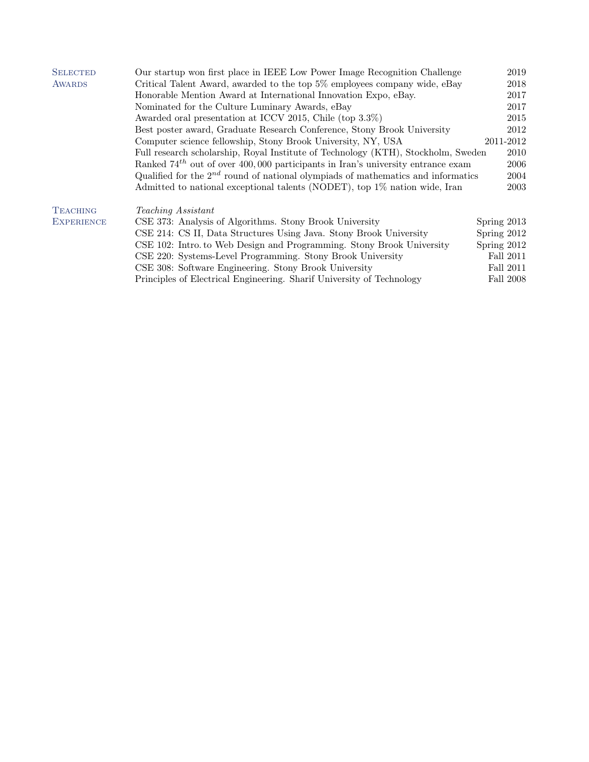## Selected Awards

- Our startup won first place in IEEE Low Power Image Recognition Challenge — 2019
- Critical Talent Award, awarded to the top 5% employees company wide, eBay — 2018
- Honorable Mention Award at International Innovation Expo, eBay. — 2017
- Nominated for the Culture Luminary Awards, eBay — 2017
- Awarded oral presentation at ICCV 2015, Chile (top 3.3%) — 2015
- Best poster award, Graduate Research Conference, Stony Brook University — 2012
- Computer science fellowship, Stony Brook University, NY, USA — 2011-2012
- Full research scholarship, Royal Institute of Technology (KTH), Stockholm, Sweden — 2010
- Ranked $74^{th}$ out of over $400,000$ participants in Iran's university entrance exam — 2006
- Qualified for the $2^{nd}$ round of national olympiads of mathematics and informatics — 2004
- Admitted to national exceptional talents (NODET), top 1% nation wide, Iran — 2003

## Teaching Experience

*Teaching Assistant*

- CSE 373: Analysis of Algorithms. Stony Brook University — Spring 2013
- CSE 214: CS II, Data Structures Using Java. Stony Brook University — Spring 2012
- CSE 102: Intro. to Web Design and Programming. Stony Brook University — Spring 2012
- CSE 220: Systems-Level Programming. Stony Brook University — Fall 2011
- CSE 308: Software Engineering. Stony Brook University — Fall 2011
- Principles of Electrical Engineering. Sharif University of Technology — Fall 2008